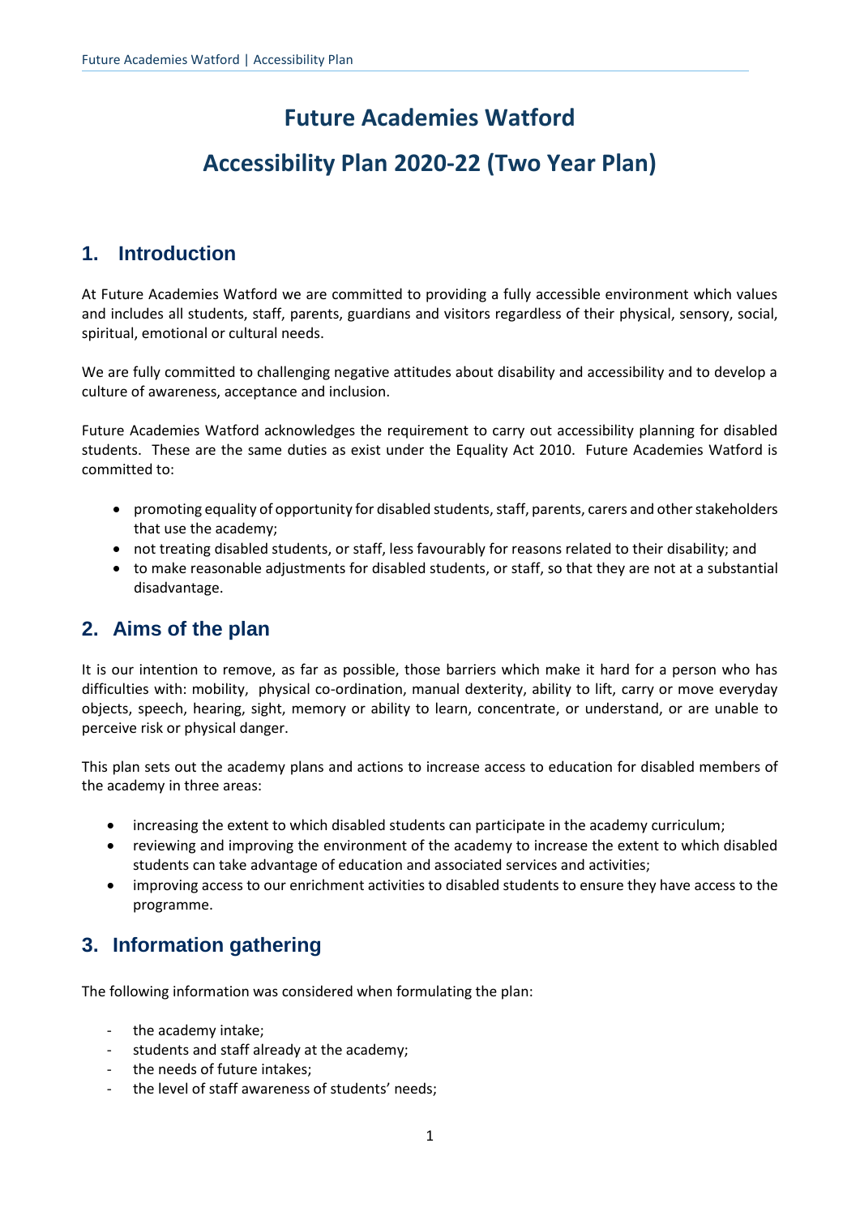# Future Academies Watford

# Accessibility Plan 2020-22 (Two Year Plan)

## 1. Introduction

At Future Academies Watford we are committed to providing a fully accessible environment which values and includes all students, staff, parents, guardians and visitors regardless of their physical, sensory, social, spiritual, emotional or cultural needs.

We are fully committed to challenging negative attitudes about disability and accessibility and to develop a culture of awareness, acceptance and inclusion.

Future Academies Watford acknowledges the requirement to carry out accessibility planning for disabled students. These are the same duties as exist under the Equality Act 2010. Future Academies Watford is committed to:

- promoting equality of opportunity for disabled students, staff, parents, carers and other stakeholders that use the academy;
- not treating disabled students, or staff, less favourably for reasons related to their disability; and
- to make reasonable adjustments for disabled students, or staff, so that they are not at a substantial disadvantage.

## 2. Aims of the plan

It is our intention to remove, as far as possible, those barriers which make it hard for a person who has difficulties with: mobility, physical co-ordination, manual dexterity, ability to lift, carry or move everyday objects, speech, hearing, sight, memory or ability to learn, concentrate, or understand, or are unable to perceive risk or physical danger.

This plan sets out the academy plans and actions to increase access to education for disabled members of the academy in three areas:

- increasing the extent to which disabled students can participate in the academy curriculum;
- reviewing and improving the environment of the academy to increase the extent to which disabled students can take advantage of education and associated services and activities;
- improving access to our enrichment activities to disabled students to ensure they have access to the programme.

## 3. Information gathering

The following information was considered when formulating the plan:

- the academy intake;
- students and staff already at the academy;
- the needs of future intakes;
- the level of staff awareness of students' needs;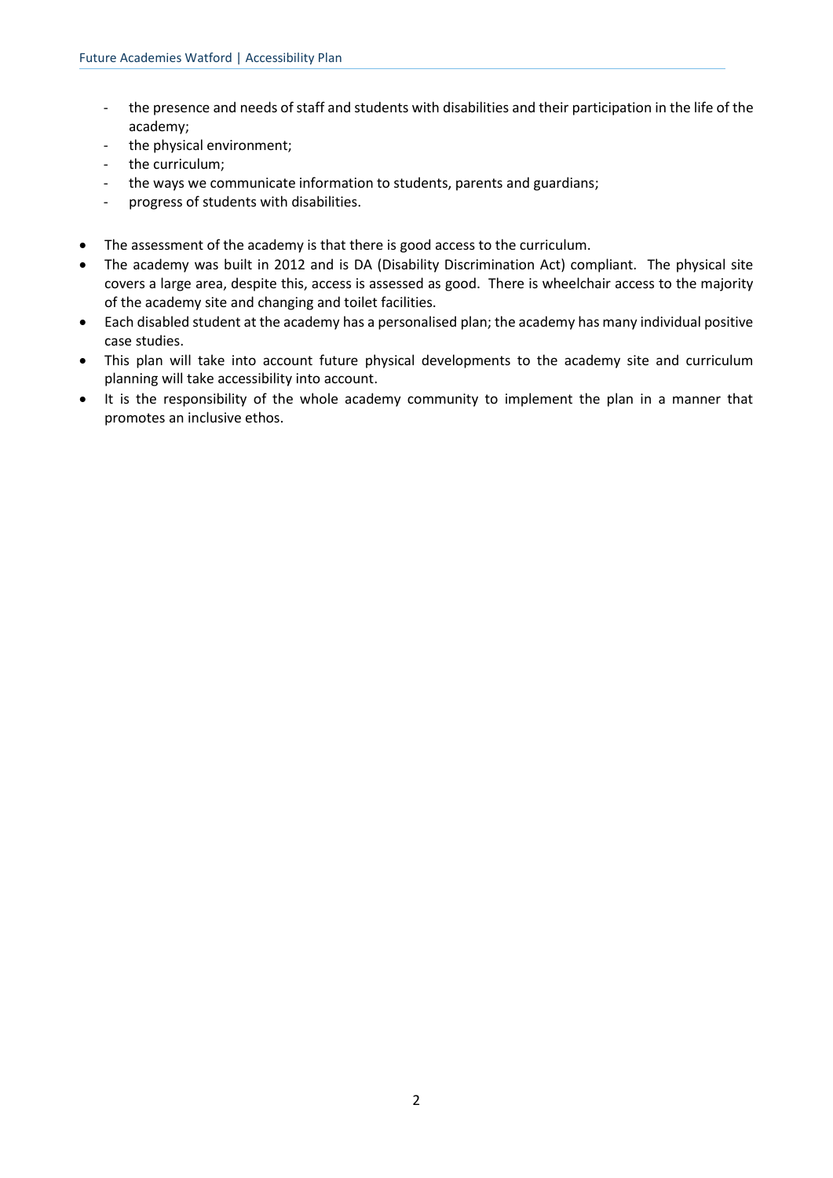- the presence and needs of staff and students with disabilities and their participation in the life of the academy;
  - the physical environment;
  - the curriculum;
  - the ways we communicate information to students, parents and guardians;
  - progress of students with disabilities.

- The assessment of the academy is that there is good access to the curriculum.
- The academy was built in 2012 and is DA (Disability Discrimination Act) compliant. The physical site covers a large area, despite this, access is assessed as good. There is wheelchair access to the majority of the academy site and changing and toilet facilities.
- Each disabled student at the academy has a personalised plan; the academy has many individual positive case studies.
- This plan will take into account future physical developments to the academy site and curriculum planning will take accessibility into account.
- It is the responsibility of the whole academy community to implement the plan in a manner that promotes an inclusive ethos.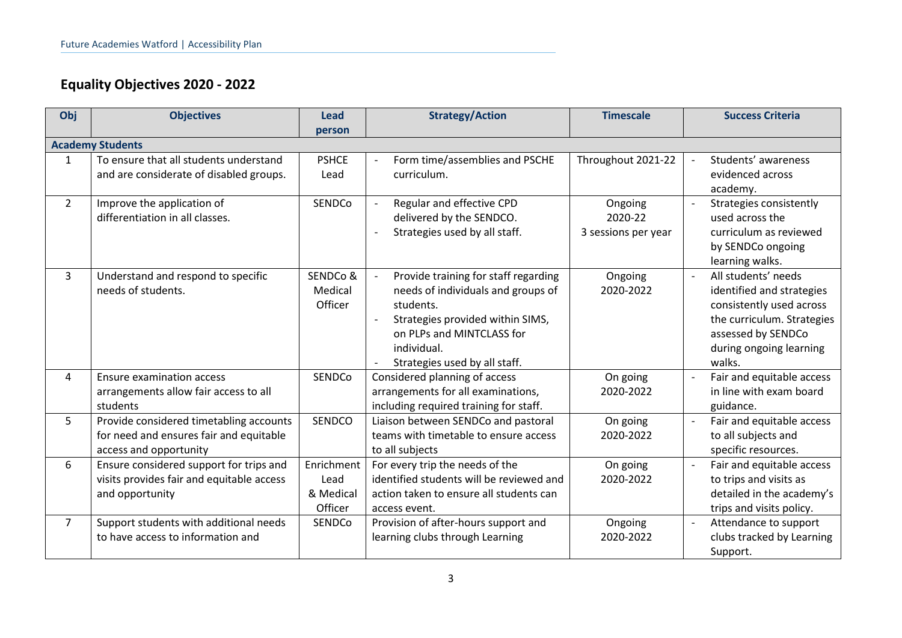## Equality Objectives 2020 - 2022

| Obj | Objectives | Lead person | Strategy/Action | Timescale | Success Criteria |
|---|---|---|---|---|---|
| **Academy Students** | | | | | |
| 1 | To ensure that all students understand and are considerate of disabled groups. | PSHCE Lead | - Form time/assemblies and PSCHE curriculum. | Throughout 2021-22 | - Students' awareness evidenced across academy. |
| 2 | Improve the application of differentiation in all classes. | SENDCo | - Regular and effective CPD delivered by the SENDCO.<br>- Strategies used by all staff. | Ongoing 2020-22 3 sessions per year | - Strategies consistently used across the curriculum as reviewed by SENDCo ongoing learning walks. |
| 3 | Understand and respond to specific needs of students. | SENDCo & Medical Officer | - Provide training for staff regarding needs of individuals and groups of students.<br>- Strategies provided within SIMS, on PLPs and MINTCLASS for individual.<br>- Strategies used by all staff. | Ongoing 2020-2022 | - All students' needs identified and strategies consistently used across the curriculum. Strategies assessed by SENDCo during ongoing learning walks. |
| 4 | Ensure examination access arrangements allow fair access to all students | SENDCo | Considered planning of access arrangements for all examinations, including required training for staff. | On going 2020-2022 | - Fair and equitable access in line with exam board guidance. |
| 5 | Provide considered timetabling accounts for need and ensures fair and equitable access and opportunity | SENDCO | Liaison between SENDCo and pastoral teams with timetable to ensure access to all subjects | On going 2020-2022 | - Fair and equitable access to all subjects and specific resources. |
| 6 | Ensure considered support for trips and visits provides fair and equitable access and opportunity | Enrichment Lead & Medical Officer | For every trip the needs of the identified students will be reviewed and action taken to ensure all students can access event. | On going 2020-2022 | - Fair and equitable access to trips and visits as detailed in the academy's trips and visits policy. |
| 7 | Support students with additional needs to have access to information and | SENDCo | Provision of after-hours support and learning clubs through Learning | Ongoing 2020-2022 | - Attendance to support clubs tracked by Learning Support. |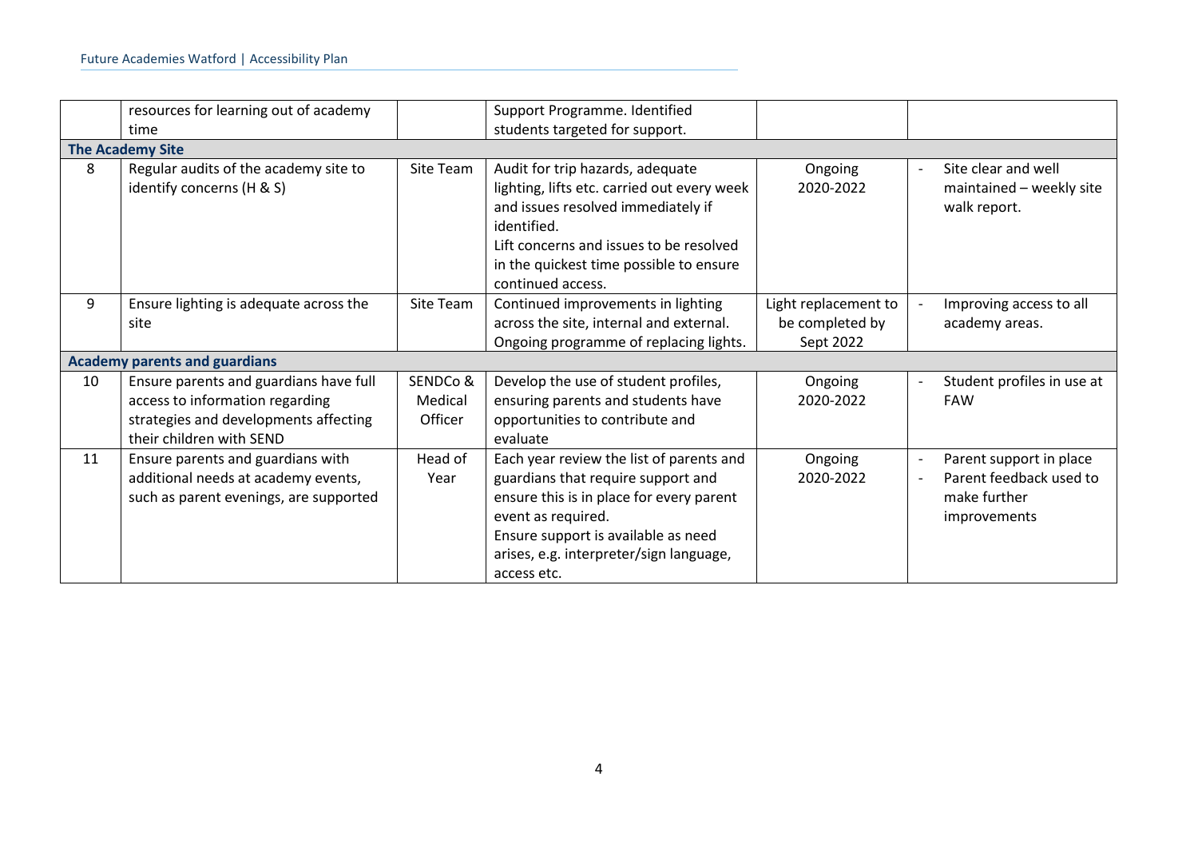| | | | | | |
|---|---|---|---|---|---|
| | resources for learning out of academy time | | Support Programme. Identified students targeted for support. | | |
| **The Academy Site** | | | | | |
| 8 | Regular audits of the academy site to identify concerns (H & S) | Site Team | Audit for trip hazards, adequate lighting, lifts etc. carried out every week and issues resolved immediately if identified.<br>Lift concerns and issues to be resolved in the quickest time possible to ensure continued access. | Ongoing 2020-2022 | - Site clear and well maintained – weekly site walk report. |
| 9 | Ensure lighting is adequate across the site | Site Team | Continued improvements in lighting across the site, internal and external. Ongoing programme of replacing lights. | Light replacement to be completed by Sept 2022 | - Improving access to all academy areas. |
| **Academy parents and guardians** | | | | | |
| 10 | Ensure parents and guardians have full access to information regarding strategies and developments affecting their children with SEND | SENDCo & Medical Officer | Develop the use of student profiles, ensuring parents and students have opportunities to contribute and evaluate | Ongoing 2020-2022 | - Student profiles in use at FAW |
| 11 | Ensure parents and guardians with additional needs at academy events, such as parent evenings, are supported | Head of Year | Each year review the list of parents and guardians that require support and ensure this is in place for every parent event as required.<br>Ensure support is available as need arises, e.g. interpreter/sign language, access etc. | Ongoing 2020-2022 | - Parent support in place<br>- Parent feedback used to make further improvements |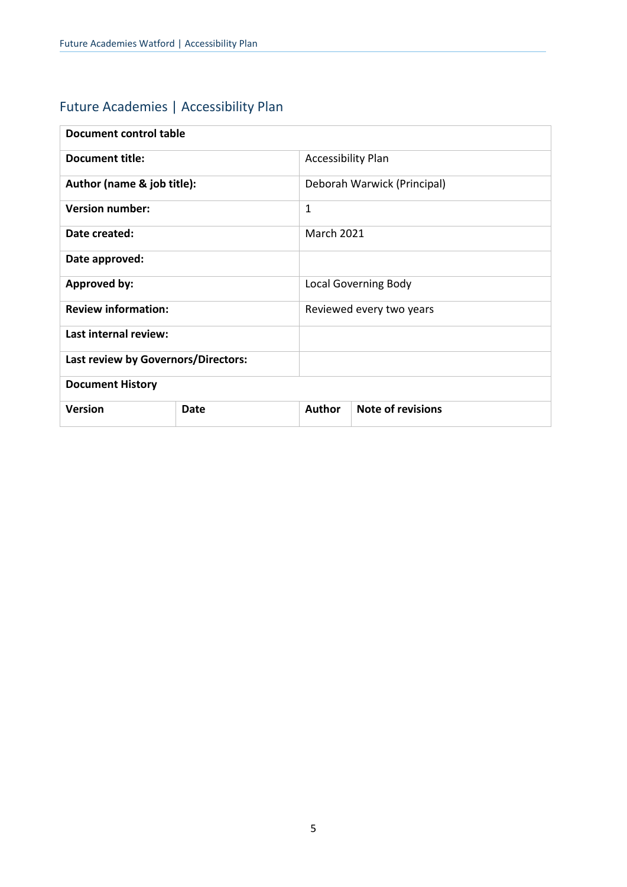## Future Academies | Accessibility Plan

| Document control table | | | |
|---|---|---|---|
| **Document title:** | | Accessibility Plan | |
| **Author (name & job title):** | | Deborah Warwick (Principal) | |
| **Version number:** | | 1 | |
| **Date created:** | | March 2021 | |
| **Date approved:** | | | |
| **Approved by:** | | Local Governing Body | |
| **Review information:** | | Reviewed every two years | |
| **Last internal review:** | | | |
| **Last review by Governors/Directors:** | | | |
| **Document History** | | | |
| **Version** | **Date** | **Author** | **Note of revisions** |